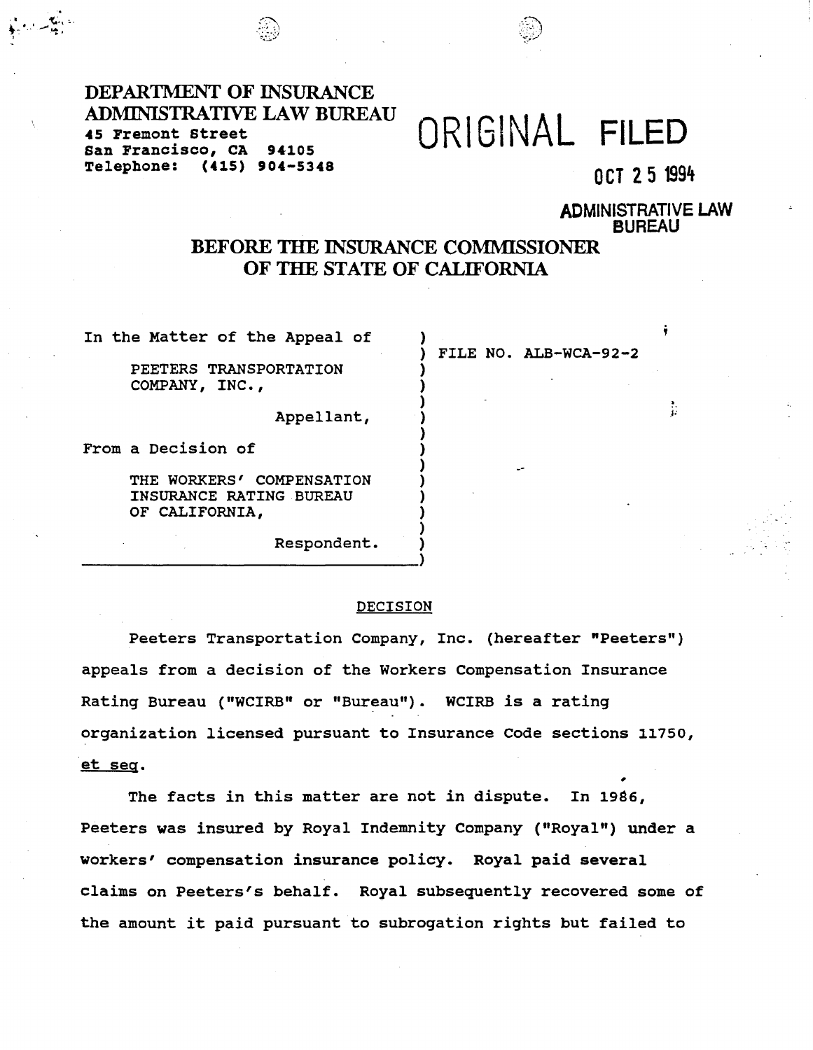DEPARTMENT OF INSURANCE
ADMINISTRATIVE LAW BUREAU
45 Fremont Street
San Francisco, CA 94105
Telephone: (415) 904-5348

ORIGINAL FILED

OCT 25 1994

ADMINISTRATIVE LAW BUREAU

## BEFORE THE INSURANCE COMMISSIONER OF THE STATE OF CALIFORNIA

In the Matter of the Appeal of

PEETERS TRANSPORTATION COMPANY, INC.,

Appellant,

From a Decision of

THE WORKERS' COMPENSATION INSURANCE RATING BUREAU OF CALIFORNIA,

Respondent.

FILE NO. ALB-WCA-92-2

### DECISION

Peeters Transportation Company, Inc. (hereafter "Peeters") appeals from a decision of the Workers Compensation Insurance Rating Bureau ("WCIRB" or "Bureau"). WCIRB is a rating organization licensed pursuant to Insurance Code sections 11750, et seq.

The facts in this matter are not in dispute. In 1986, Peeters was insured by Royal Indemnity Company ("Royal") under a workers' compensation insurance policy. Royal paid several claims on Peeters's behalf. Royal subsequently recovered some of the amount it paid pursuant to subrogation rights but failed to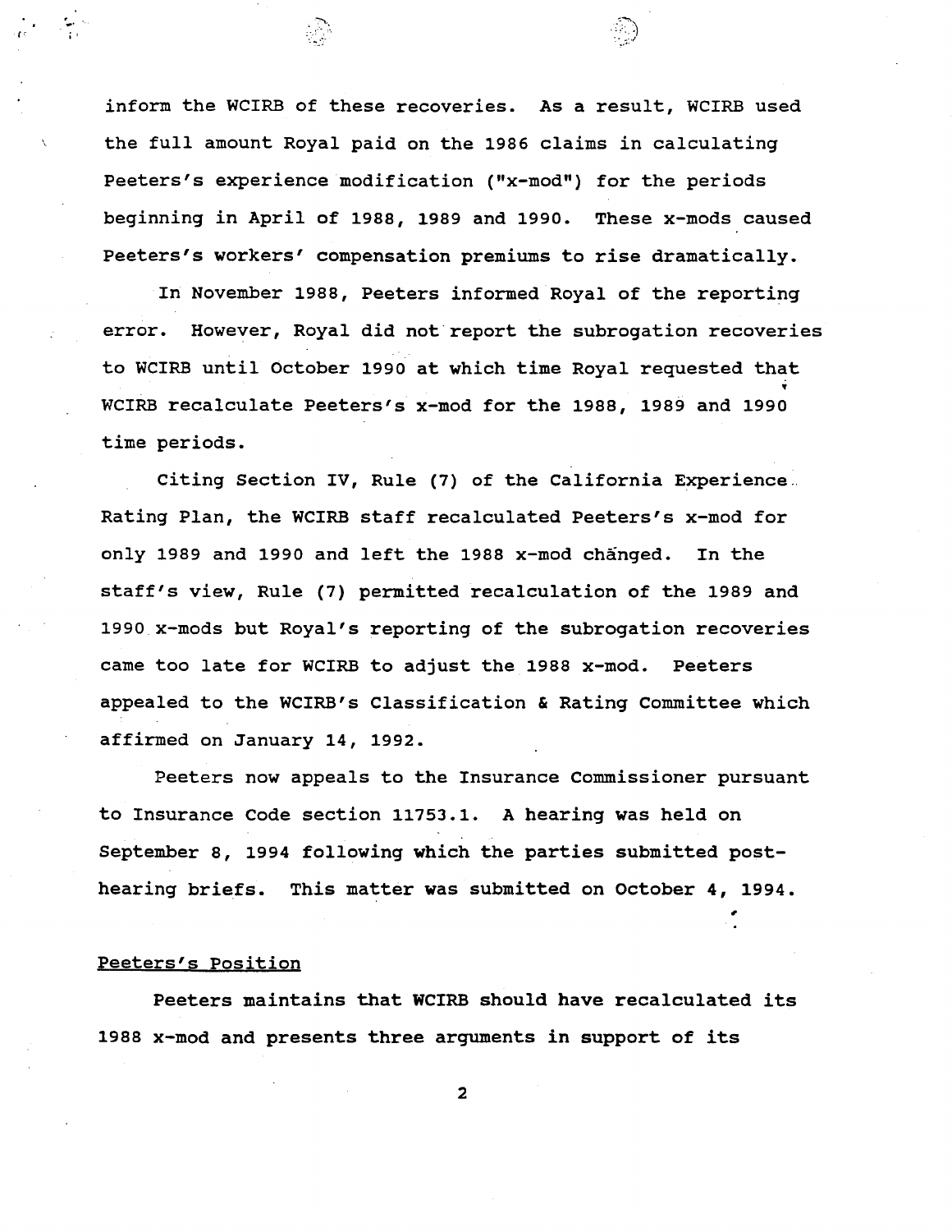inform the WCIRB of these recoveries. As a result, WCIRB used the full amount Royal paid on the 1986 claims in calculating Peeters's experience modification ("x-mod") for the periods beginning in April of 1988, 1989 and 1990. These x-mods caused Peeters's workers' compensation premiums to rise dramatically.

In November 1988, Peeters informed Royal of the reporting error. However, Royal did not report the subrogation recoveries to WCIRB until October 1990 at which time Royal requested that WCIRB recalculate Peeters's x-mod for the 1988, 1989 and 1990 time periods.

Citing Section IV, Rule (7) of the California Experience Rating Plan, the WCIRB staff recalculated Peeters's x-mod for only 1989 and 1990 and left the 1988 x-mod chänged. In the staff's view, Rule (7) permitted recalculation of the 1989 and 1990 x-mods but Royal's reporting of the subrogation recoveries came too late for WCIRB to adjust the 1988 x-mod. Peeters appealed to the WCIRB's Classification & Rating Committee which affirmed on January 14, 1992.

Peeters now appeals to the Insurance Commissioner pursuant to Insurance Code section 11753.1. A hearing was held on September 8, 1994 following which the parties submitted post-hearing briefs. This matter was submitted on October 4, 1994.

## Peeters's Position

Peeters maintains that WCIRB should have recalculated its 1988 x-mod and presents three arguments in support of its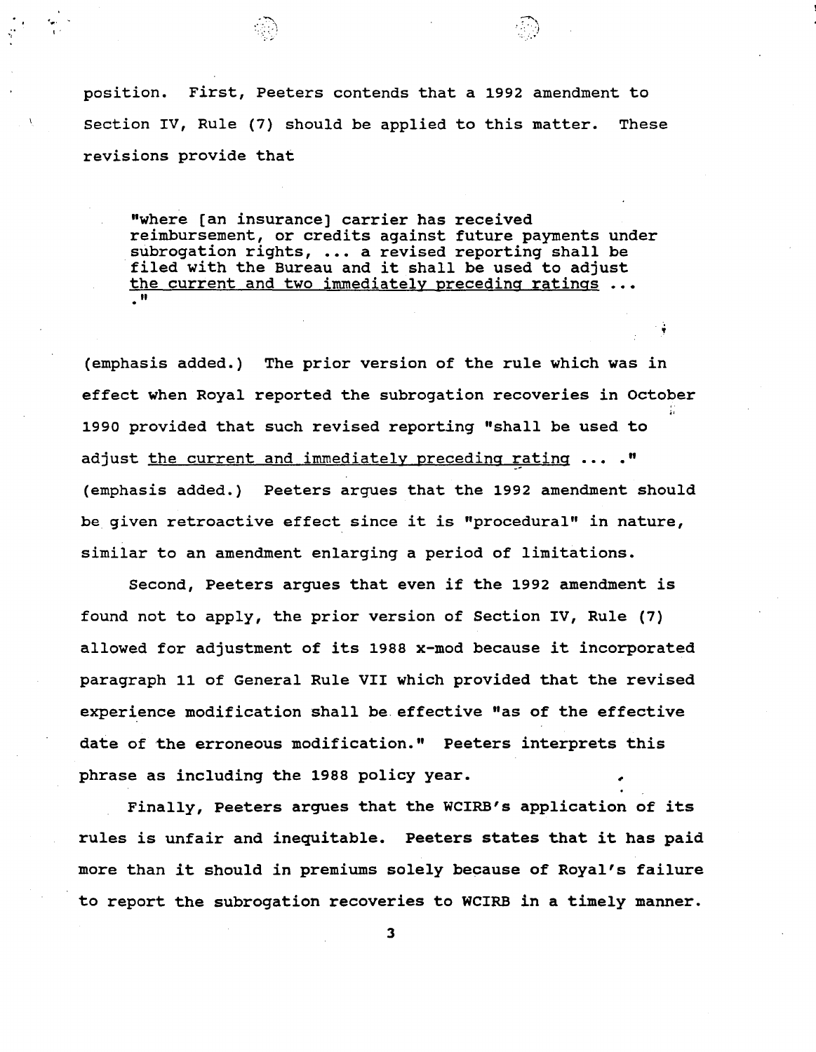position. First, Peeters contends that a 1992 amendment to Section IV, Rule (7) should be applied to this matter. These revisions provide that

> "where [an insurance] carrier has received reimbursement, or credits against future payments under subrogation rights, ... a revised reporting shall be filed with the Bureau and it shall be used to adjust <u>the current and two immediately preceding ratings</u> ... ."

(emphasis added.) The prior version of the rule which was in effect when Royal reported the subrogation recoveries in October 1990 provided that such revised reporting "shall be used to adjust <u>the current and immediately preceding rating</u> ... ." (emphasis added.) Peeters argues that the 1992 amendment should be given retroactive effect since it is "procedural" in nature, similar to an amendment enlarging a period of limitations.

Second, Peeters argues that even if the 1992 amendment is found not to apply, the prior version of Section IV, Rule (7) allowed for adjustment of its 1988 x-mod because it incorporated paragraph 11 of General Rule VII which provided that the revised experience modification shall be effective "as of the effective date of the erroneous modification." Peeters interprets this phrase as including the 1988 policy year.

Finally, Peeters argues that the WCIRB's application of its rules is unfair and inequitable. Peeters states that it has paid more than it should in premiums solely because of Royal's failure to report the subrogation recoveries to WCIRB in a timely manner.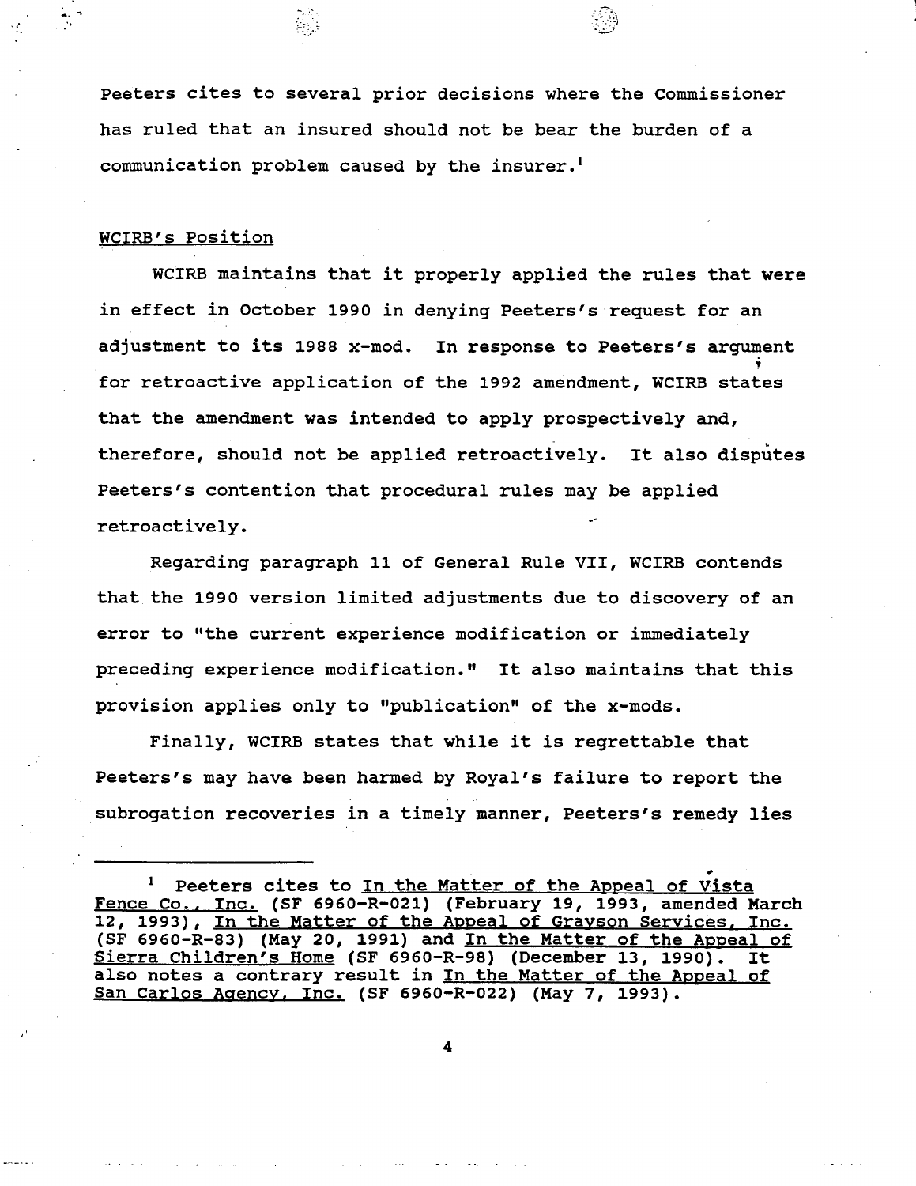Peeters cites to several prior decisions where the Commissioner has ruled that an insured should not be bear the burden of a communication problem caused by the insurer.[1]

WCIRB's Position

WCIRB maintains that it properly applied the rules that were in effect in October 1990 in denying Peeters's request for an adjustment to its 1988 x-mod. In response to Peeters's argument for retroactive application of the 1992 amendment, WCIRB states that the amendment was intended to apply prospectively and, therefore, should not be applied retroactively. It also disputes Peeters's contention that procedural rules may be applied retroactively.

Regarding paragraph 11 of General Rule VII, WCIRB contends that the 1990 version limited adjustments due to discovery of an error to "the current experience modification or immediately preceding experience modification." It also maintains that this provision applies only to "publication" of the x-mods.

Finally, WCIRB states that while it is regrettable that Peeters's may have been harmed by Royal's failure to report the subrogation recoveries in a timely manner, Peeters's remedy lies

---

[1] Peeters cites to In the Matter of the Appeal of Vista Fence Co., Inc. (SF 6960-R-021) (February 19, 1993, amended March 12, 1993), In the Matter of the Appeal of Grayson Services, Inc. (SF 6960-R-83) (May 20, 1991) and In the Matter of the Appeal of Sierra Children's Home (SF 6960-R-98) (December 13, 1990). It also notes a contrary result in In the Matter of the Appeal of San Carlos Agency, Inc. (SF 6960-R-022) (May 7, 1993).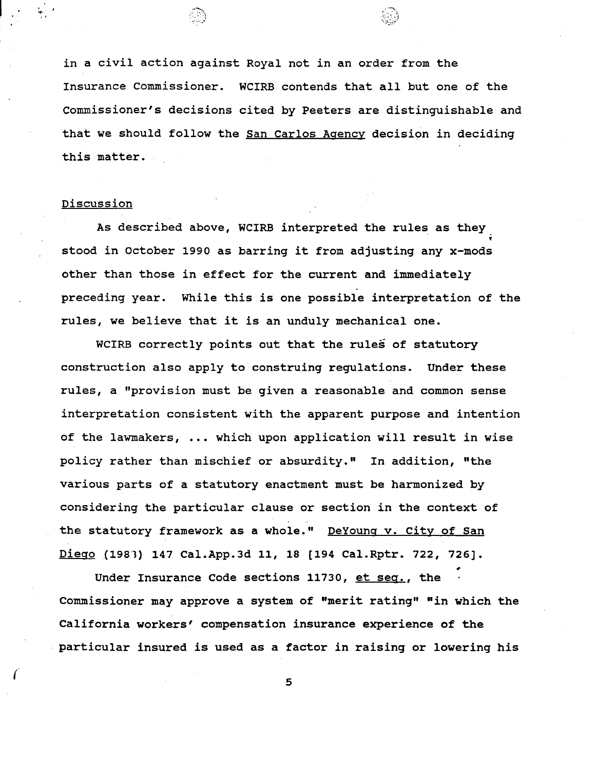in a civil action against Royal not in an order from the Insurance Commissioner. WCIRB contends that all but one of the Commissioner's decisions cited by Peeters are distinguishable and that we should follow the San Carlos Agency decision in deciding this matter.

## Discussion

As described above, WCIRB interpreted the rules as they stood in October 1990 as barring it from adjusting any x-mods other than those in effect for the current and immediately preceding year. While this is one possible interpretation of the rules, we believe that it is an unduly mechanical one.

WCIRB correctly points out that the rules of statutory construction also apply to construing regulations. Under these rules, a "provision must be given a reasonable and common sense interpretation consistent with the apparent purpose and intention of the lawmakers, ... which upon application will result in wise policy rather than mischief or absurdity." In addition, "the various parts of a statutory enactment must be harmonized by considering the particular clause or section in the context of the statutory framework as a whole." DeYoung v. City of San Diego (1983) 147 Cal.App.3d 11, 18 [194 Cal.Rptr. 722, 726].

Under Insurance Code sections 11730, et seq., the Commissioner may approve a system of "merit rating" "in which the California workers' compensation insurance experience of the particular insured is used as a factor in raising or lowering his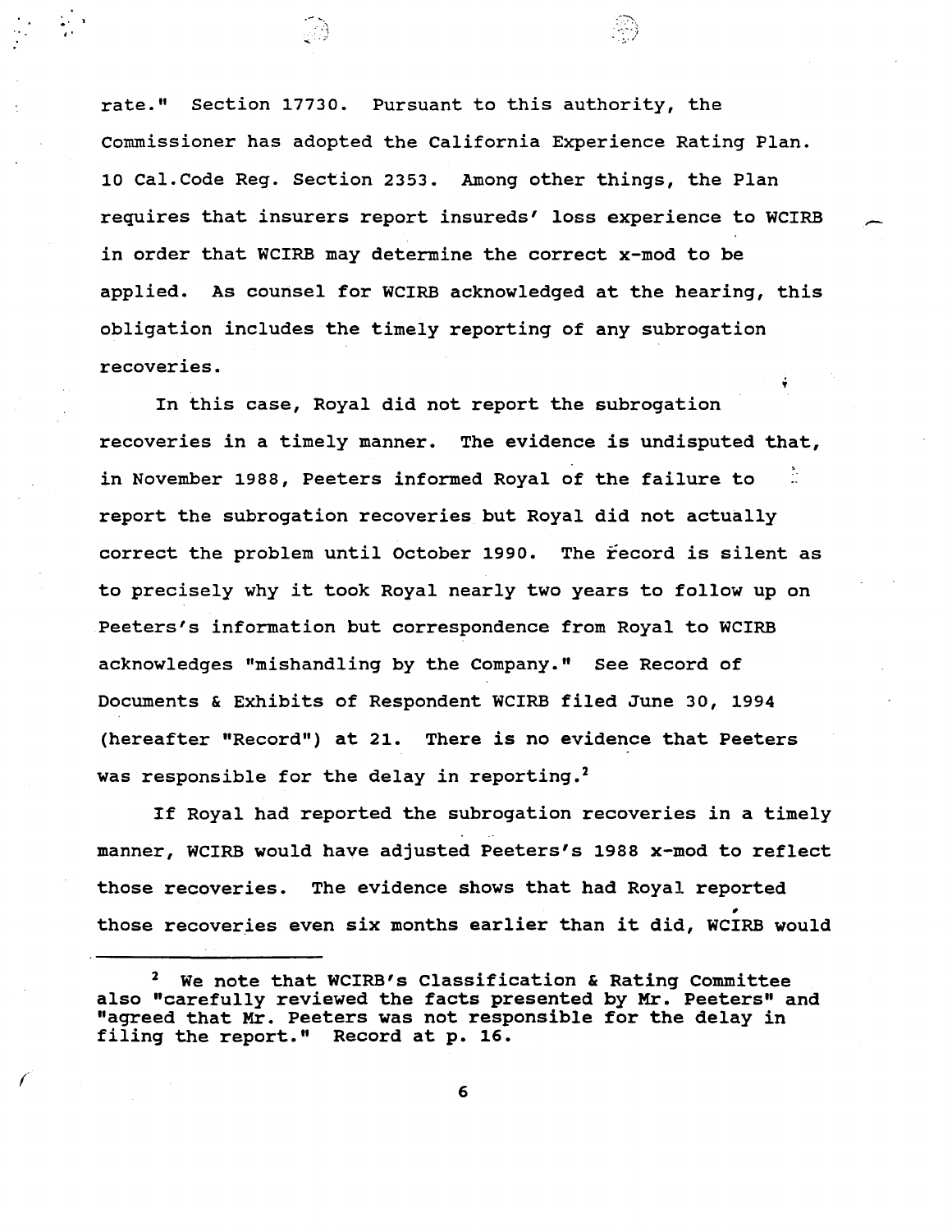rate." Section 17730. Pursuant to this authority, the Commissioner has adopted the California Experience Rating Plan. 10 Cal.Code Reg. Section 2353. Among other things, the Plan requires that insurers report insureds' loss experience to WCIRB in order that WCIRB may determine the correct x-mod to be applied. As counsel for WCIRB acknowledged at the hearing, this obligation includes the timely reporting of any subrogation recoveries.

In this case, Royal did not report the subrogation recoveries in a timely manner. The evidence is undisputed that, in November 1988, Peeters informed Royal of the failure to report the subrogation recoveries but Royal did not actually correct the problem until October 1990. The record is silent as to precisely why it took Royal nearly two years to follow up on Peeters's information but correspondence from Royal to WCIRB acknowledges "mishandling by the Company." See Record of Documents & Exhibits of Respondent WCIRB filed June 30, 1994 (hereafter "Record") at 21. There is no evidence that Peeters was responsible for the delay in reporting.[2]

If Royal had reported the subrogation recoveries in a timely manner, WCIRB would have adjusted Peeters's 1988 x-mod to reflect those recoveries. The evidence shows that had Royal reported those recoveries even six months earlier than it did, WCIRB would

---

[2] We note that WCIRB's Classification & Rating Committee also "carefully reviewed the facts presented by Mr. Peeters" and "agreed that Mr. Peeters was not responsible for the delay in filing the report." Record at p. 16.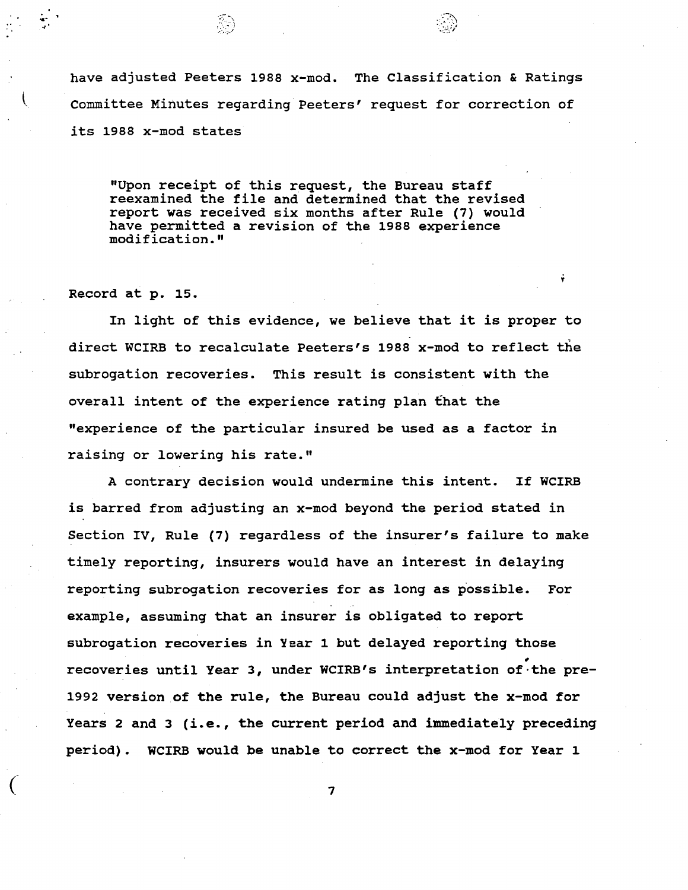have adjusted Peeters 1988 x-mod. The Classification & Ratings Committee Minutes regarding Peeters' request for correction of its 1988 x-mod states

> "Upon receipt of this request, the Bureau staff reexamined the file and determined that the revised report was received six months after Rule (7) would have permitted a revision of the 1988 experience modification."

Record at p. 15.

In light of this evidence, we believe that it is proper to direct WCIRB to recalculate Peeters's 1988 x-mod to reflect the subrogation recoveries. This result is consistent with the overall intent of the experience rating plan that the "experience of the particular insured be used as a factor in raising or lowering his rate."

A contrary decision would undermine this intent. If WCIRB is barred from adjusting an x-mod beyond the period stated in Section IV, Rule (7) regardless of the insurer's failure to make timely reporting, insurers would have an interest in delaying reporting subrogation recoveries for as long as possible. For example, assuming that an insurer is obligated to report subrogation recoveries in Year 1 but delayed reporting those recoveries until Year 3, under WCIRB's interpretation of the pre-1992 version of the rule, the Bureau could adjust the x-mod for Years 2 and 3 (i.e., the current period and immediately preceding period). WCIRB would be unable to correct the x-mod for Year 1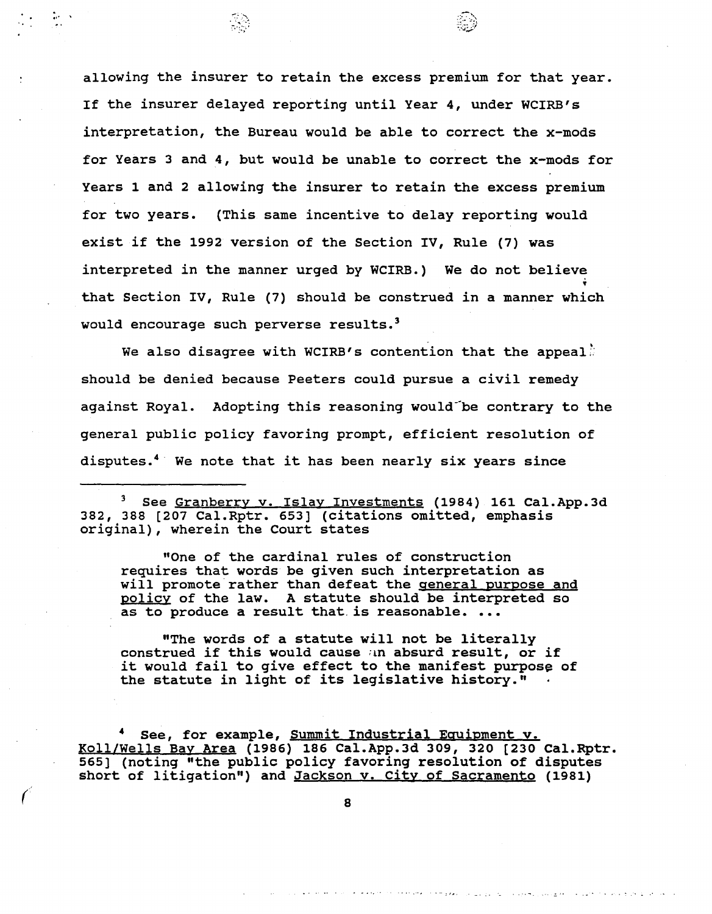allowing the insurer to retain the excess premium for that year. If the insurer delayed reporting until Year 4, under WCIRB's interpretation, the Bureau would be able to correct the x-mods for Years 3 and 4, but would be unable to correct the x-mods for Years 1 and 2 allowing the insurer to retain the excess premium for two years. (This same incentive to delay reporting would exist if the 1992 version of the Section IV, Rule (7) was interpreted in the manner urged by WCIRB.) We do not believe that Section IV, Rule (7) should be construed in a manner which would encourage such perverse results.[3]

We also disagree with WCIRB's contention that the appeal should be denied because Peeters could pursue a civil remedy against Royal. Adopting this reasoning would be contrary to the general public policy favoring prompt, efficient resolution of disputes.[4] We note that it has been nearly six years since

---

[3] See Granberry v. Islay Investments (1984) 161 Cal.App.3d 382, 388 [207 Cal.Rptr. 653] (citations omitted, emphasis original), wherein the Court states

> "One of the cardinal rules of construction requires that words be given such interpretation as will promote rather than defeat the general purpose and policy of the law. A statute should be interpreted so as to produce a result that is reasonable. ...
>
> "The words of a statute will not be literally construed if this would cause an absurd result, or if it would fail to give effect to the manifest purpose of the statute in light of its legislative history."

[4] See, for example, Summit Industrial Equipment v. Koll/Wells Bay Area (1986) 186 Cal.App.3d 309, 320 [230 Cal.Rptr. 565] (noting "the public policy favoring resolution of disputes short of litigation") and Jackson v. City of Sacramento (1981)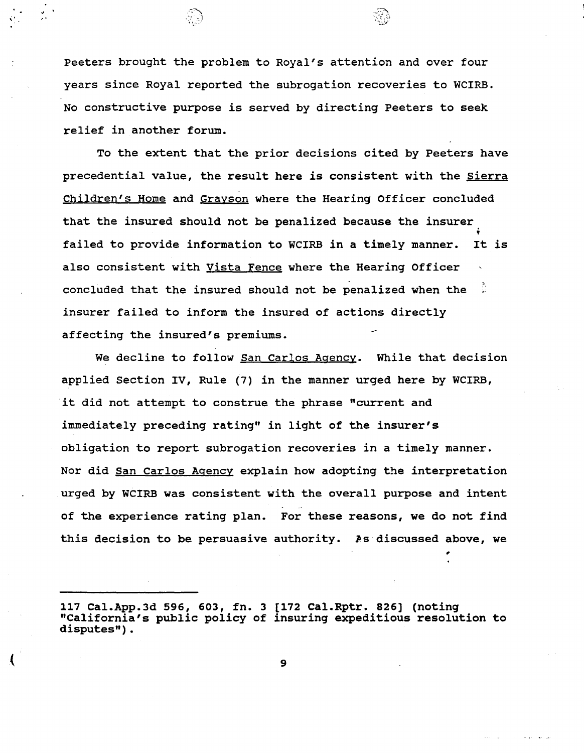Peeters brought the problem to Royal's attention and over four years since Royal reported the subrogation recoveries to WCIRB. No constructive purpose is served by directing Peeters to seek relief in another forum.

To the extent that the prior decisions cited by Peeters have precedential value, the result here is consistent with the Sierra Children's Home and Grayson where the Hearing Officer concluded that the insured should not be penalized because the insurer failed to provide information to WCIRB in a timely manner. It is also consistent with Vista Fence where the Hearing Officer concluded that the insured should not be penalized when the insurer failed to inform the insured of actions directly affecting the insured's premiums.

We decline to follow San Carlos Agency. While that decision applied Section IV, Rule (7) in the manner urged here by WCIRB, it did not attempt to construe the phrase "current and immediately preceding rating" in light of the insurer's obligation to report subrogation recoveries in a timely manner. Nor did San Carlos Agency explain how adopting the interpretation urged by WCIRB was consistent with the overall purpose and intent of the experience rating plan. For these reasons, we do not find this decision to be persuasive authority. As discussed above, we

---

117 Cal.App.3d 596, 603, fn. 3 [172 Cal.Rptr. 826] (noting "California's public policy of insuring expeditious resolution to disputes").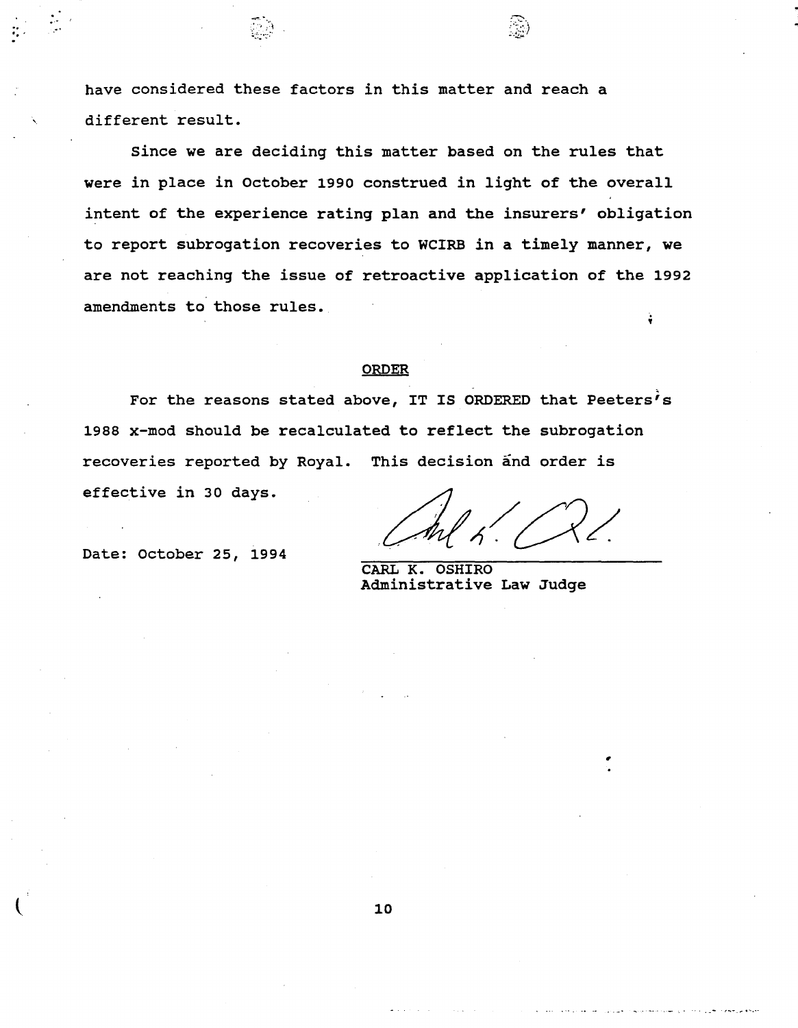have considered these factors in this matter and reach a different result.

Since we are deciding this matter based on the rules that were in place in October 1990 construed in light of the overall intent of the experience rating plan and the insurers' obligation to report subrogation recoveries to WCIRB in a timely manner, we are not reaching the issue of retroactive application of the 1992 amendments to those rules.

## ORDER

For the reasons stated above, IT IS ORDERED that Peeters's 1988 x-mod should be recalculated to reflect the subrogation recoveries reported by Royal. This decision and order is effective in 30 days.

Date: October 25, 1994

CARL K. OSHIRO
Administrative Law Judge